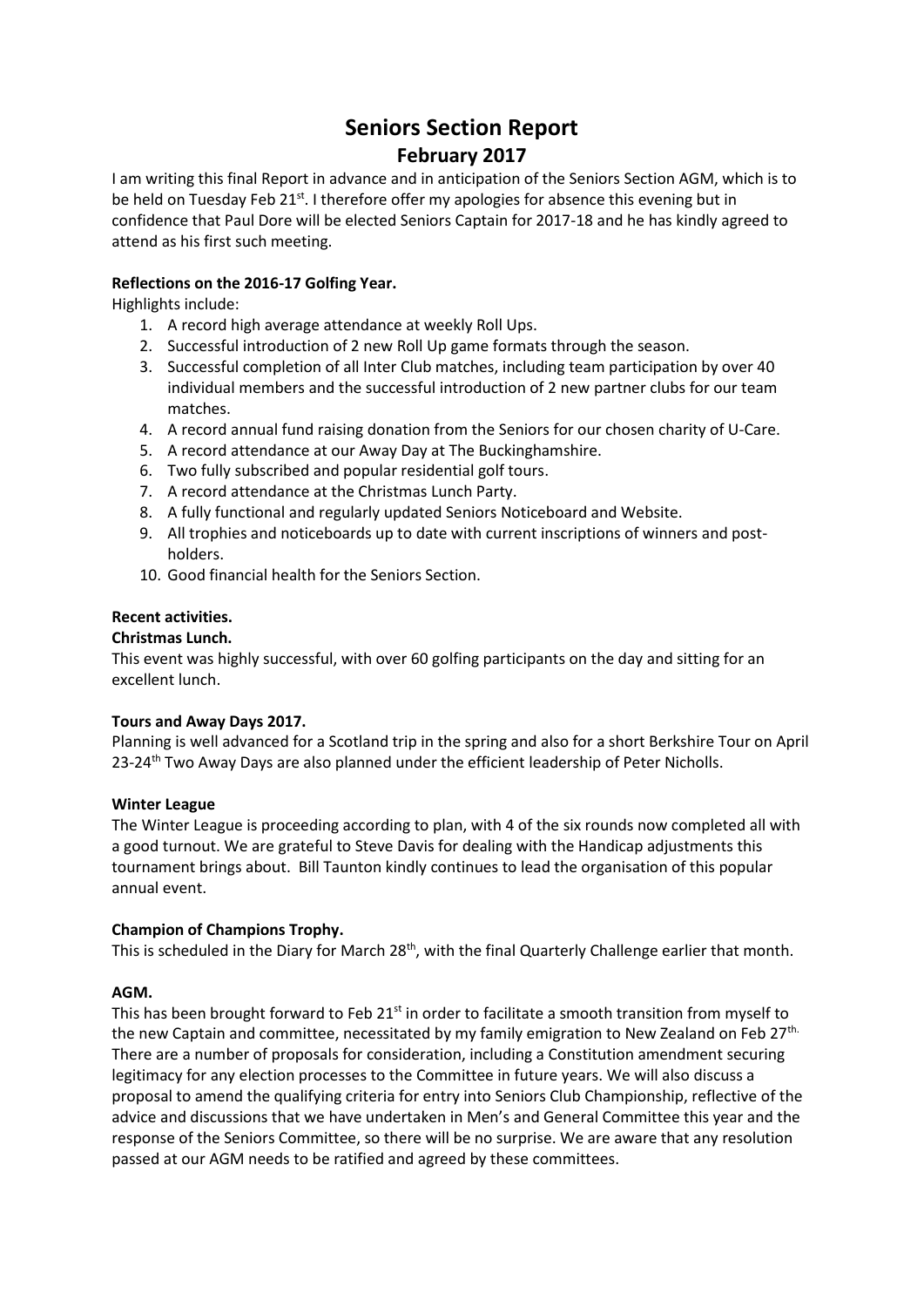# Seniors Section Report

## February 2017

I am writing this final Report in advance and in anticipation of the Seniors Section AGM, which is to be held on Tuesday Feb 21st. I therefore offer my apologies for absence this evening but in confidence that Paul Dore will be elected Seniors Captain for 2017-18 and he has kindly agreed to attend as his first such meeting.

**Reflections on the 2016-17 Golfing Year.**

Highlights include:

1. A record high average attendance at weekly Roll Ups.
2. Successful introduction of 2 new Roll Up game formats through the season.
3. Successful completion of all Inter Club matches, including team participation by over 40 individual members and the successful introduction of 2 new partner clubs for our team matches.
4. A record annual fund raising donation from the Seniors for our chosen charity of U-Care.
5. A record attendance at our Away Day at The Buckinghamshire.
6. Two fully subscribed and popular residential golf tours.
7. A record attendance at the Christmas Lunch Party.
8. A fully functional and regularly updated Seniors Noticeboard and Website.
9. All trophies and noticeboards up to date with current inscriptions of winners and post-holders.
10. Good financial health for the Seniors Section.

**Recent activities.**

**Christmas Lunch.**

This event was highly successful, with over 60 golfing participants on the day and sitting for an excellent lunch.

**Tours and Away Days 2017.**

Planning is well advanced for a Scotland trip in the spring and also for a short Berkshire Tour on April 23-24th Two Away Days are also planned under the efficient leadership of Peter Nicholls.

**Winter League**

The Winter League is proceeding according to plan, with 4 of the six rounds now completed all with a good turnout. We are grateful to Steve Davis for dealing with the Handicap adjustments this tournament brings about. Bill Taunton kindly continues to lead the organisation of this popular annual event.

**Champion of Champions Trophy.**

This is scheduled in the Diary for March 28th, with the final Quarterly Challenge earlier that month.

**AGM.**

This has been brought forward to Feb 21st in order to facilitate a smooth transition from myself to the new Captain and committee, necessitated by my family emigration to New Zealand on Feb 27th. There are a number of proposals for consideration, including a Constitution amendment securing legitimacy for any election processes to the Committee in future years. We will also discuss a proposal to amend the qualifying criteria for entry into Seniors Club Championship, reflective of the advice and discussions that we have undertaken in Men's and General Committee this year and the response of the Seniors Committee, so there will be no surprise. We are aware that any resolution passed at our AGM needs to be ratified and agreed by these committees.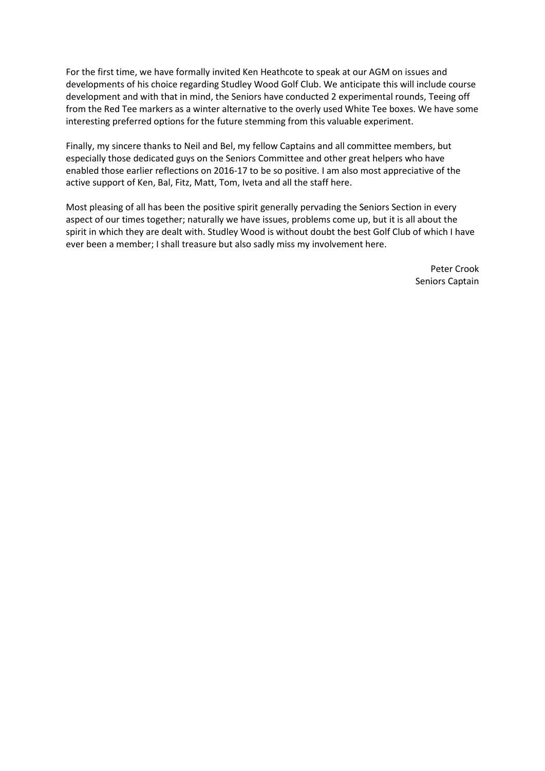For the first time, we have formally invited Ken Heathcote to speak at our AGM on issues and developments of his choice regarding Studley Wood Golf Club. We anticipate this will include course development and with that in mind, the Seniors have conducted 2 experimental rounds, Teeing off from the Red Tee markers as a winter alternative to the overly used White Tee boxes. We have some interesting preferred options for the future stemming from this valuable experiment.

Finally, my sincere thanks to Neil and Bel, my fellow Captains and all committee members, but especially those dedicated guys on the Seniors Committee and other great helpers who have enabled those earlier reflections on 2016-17 to be so positive. I am also most appreciative of the active support of Ken, Bal, Fitz, Matt, Tom, Iveta and all the staff here.

Most pleasing of all has been the positive spirit generally pervading the Seniors Section in every aspect of our times together; naturally we have issues, problems come up, but it is all about the spirit in which they are dealt with. Studley Wood is without doubt the best Golf Club of which I have ever been a member; I shall treasure but also sadly miss my involvement here.

Peter Crook
Seniors Captain